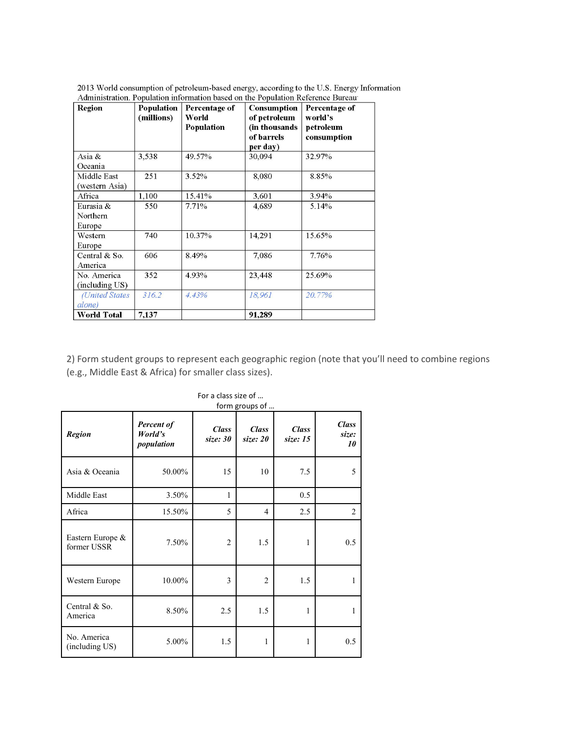2013 World consumption of petroleum-based energy, according to the U.S. Energy Information Administration. Population information based on the Population Reference Bureau

| Region | Population (millions) | Percentage of World Population | Consumption of petroleum (in thousands of barrels per day) | Percentage of world's petroleum consumption |
|---|---|---|---|---|
| Asia & Oceania | 3,538 | 49.57% | 30,094 | 32.97% |
| Middle East (western Asia) | 251 | 3.52% | 8,080 | 8.85% |
| Africa | 1,100 | 15.41% | 3,601 | 3.94% |
| Eurasia & Northern Europe | 550 | 7.71% | 4,689 | 5.14% |
| Western Europe | 740 | 10.37% | 14,291 | 15.65% |
| Central & So. America | 606 | 8.49% | 7,086 | 7.76% |
| No. America (including US) | 352 | 4.93% | 23,448 | 25.69% |
| *(United States alone)* | *316.2* | *4.43%* | *18,961* | *20.77%* |
| **World Total** | **7,137** | | **91,289** | |

2) Form student groups to represent each geographic region (note that you'll need to combine regions (e.g., Middle East & Africa) for smaller class sizes).

For a class size of …
form groups of …

| *Region* | *Percent of World's population* | *Class size: 30* | *Class size: 20* | *Class size: 15* | *Class size: 10* |
|---|---|---|---|---|---|
| Asia & Oceania | 50.00% | 15 | 10 | 7.5 | 5 |
| Middle East | 3.50% | 1 | | 0.5 | |
| Africa | 15.50% | 5 | 4 | 2.5 | 2 |
| Eastern Europe & former USSR | 7.50% | 2 | 1.5 | 1 | 0.5 |
| Western Europe | 10.00% | 3 | 2 | 1.5 | 1 |
| Central & So. America | 8.50% | 2.5 | 1.5 | 1 | 1 |
| No. America (including US) | 5.00% | 1.5 | 1 | 1 | 0.5 |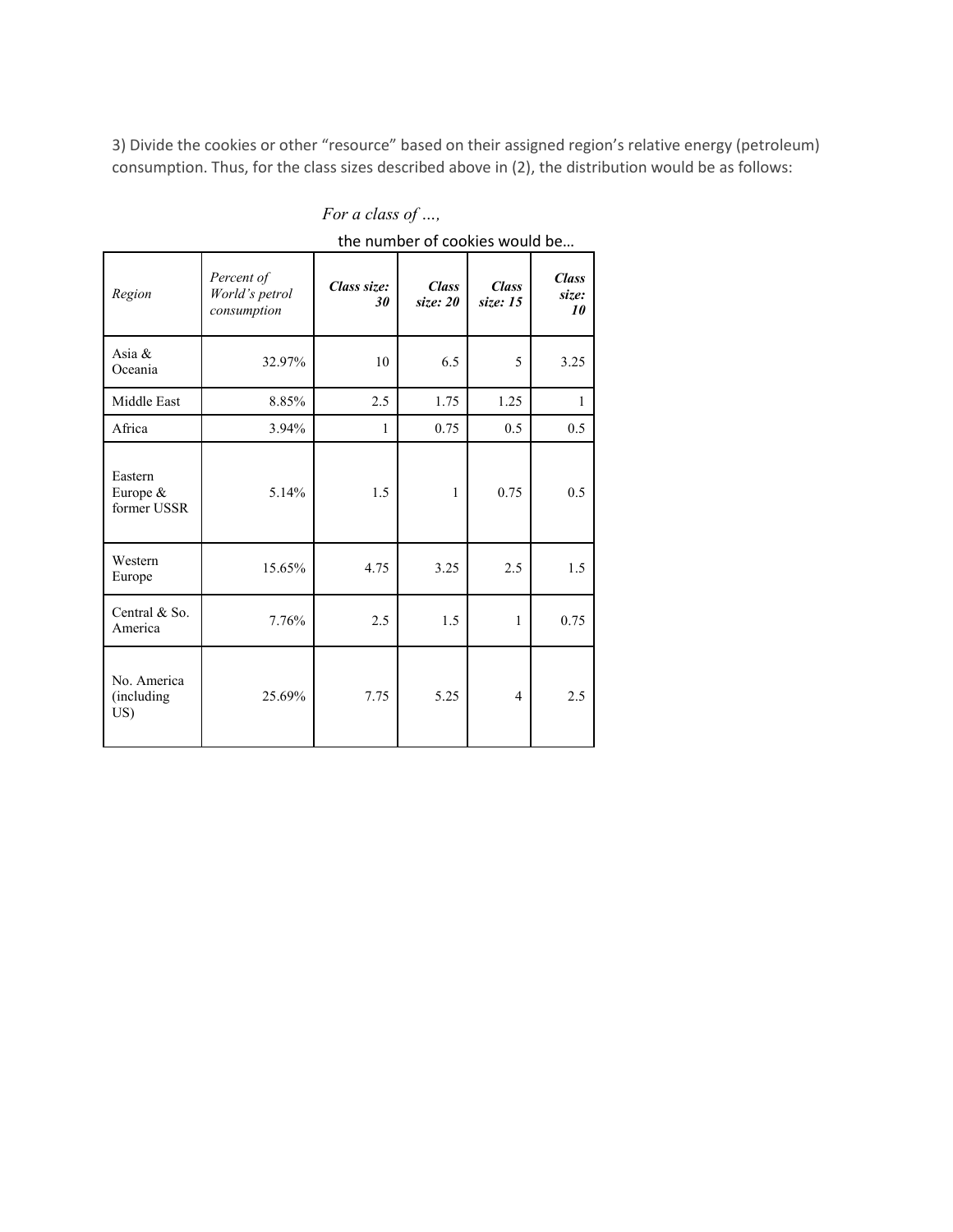3) Divide the cookies or other "resource" based on their assigned region's relative energy (petroleum) consumption. Thus, for the class sizes described above in (2), the distribution would be as follows:

*For a class of …,*

the number of cookies would be…

| *Region* | *Percent of World's petrol consumption* | ***Class size: 30*** | ***Class size: 20*** | ***Class size: 15*** | ***Class size: 10*** |
|---|---|---|---|---|---|
| Asia & Oceania | 32.97% | 10 | 6.5 | 5 | 3.25 |
| Middle East | 8.85% | 2.5 | 1.75 | 1.25 | 1 |
| Africa | 3.94% | 1 | 0.75 | 0.5 | 0.5 |
| Eastern Europe & former USSR | 5.14% | 1.5 | 1 | 0.75 | 0.5 |
| Western Europe | 15.65% | 4.75 | 3.25 | 2.5 | 1.5 |
| Central & So. America | 7.76% | 2.5 | 1.5 | 1 | 0.75 |
| No. America (including US) | 25.69% | 7.75 | 5.25 | 4 | 2.5 |